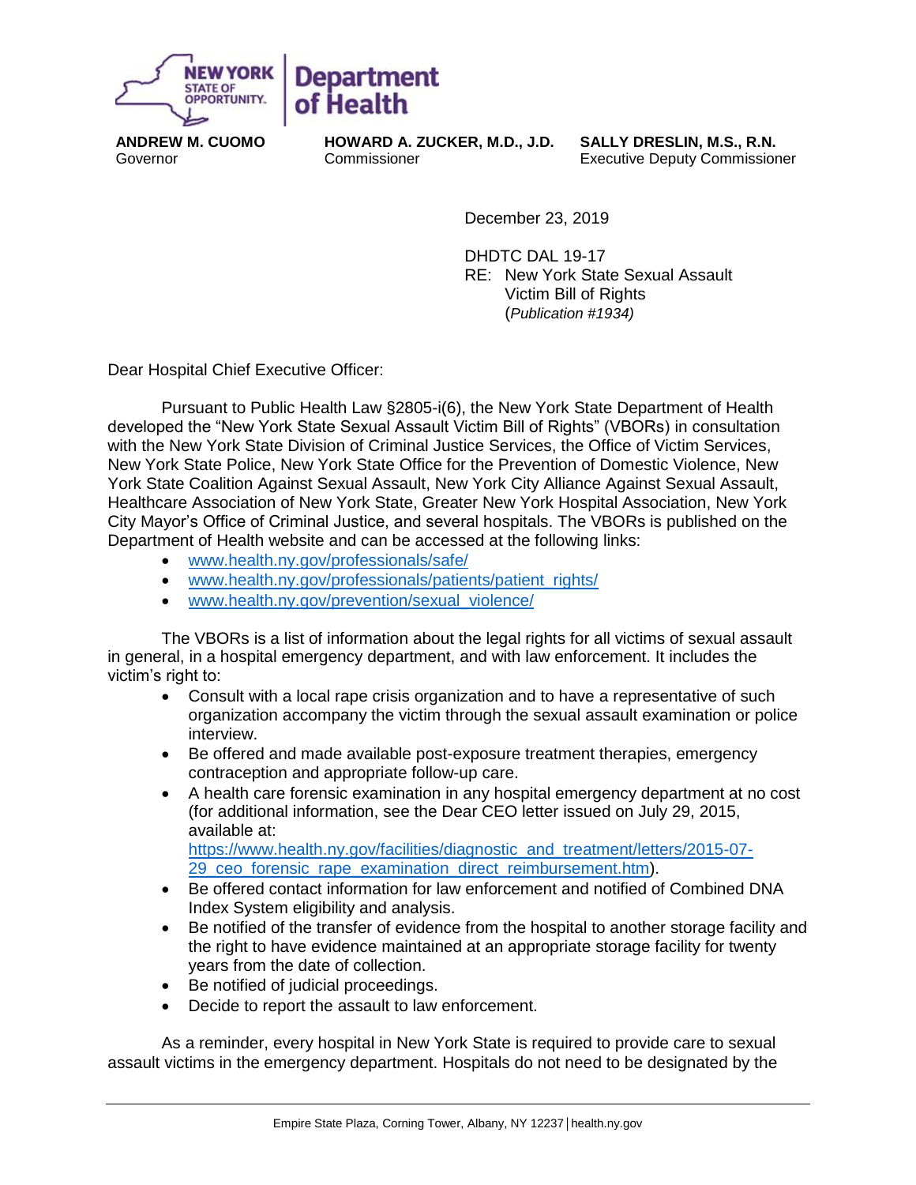NEW YORK STATE OF OPPORTUNITY. | Department of Health

**ANDREW M. CUOMO**
Governor

**HOWARD A. ZUCKER, M.D., J.D.**
Commissioner

**SALLY DRESLIN, M.S., R.N.**
Executive Deputy Commissioner

December 23, 2019

DHDTC DAL 19-17
RE: New York State Sexual Assault Victim Bill of Rights (*Publication #1934)*

Dear Hospital Chief Executive Officer:

Pursuant to Public Health Law §2805-i(6), the New York State Department of Health developed the "New York State Sexual Assault Victim Bill of Rights" (VBORs) in consultation with the New York State Division of Criminal Justice Services, the Office of Victim Services, New York State Police, New York State Office for the Prevention of Domestic Violence, New York State Coalition Against Sexual Assault, New York City Alliance Against Sexual Assault, Healthcare Association of New York State, Greater New York Hospital Association, New York City Mayor's Office of Criminal Justice, and several hospitals. The VBORs is published on the Department of Health website and can be accessed at the following links:

- www.health.ny.gov/professionals/safe/
- www.health.ny.gov/professionals/patients/patient_rights/
- www.health.ny.gov/prevention/sexual_violence/

The VBORs is a list of information about the legal rights for all victims of sexual assault in general, in a hospital emergency department, and with law enforcement. It includes the victim's right to:

- Consult with a local rape crisis organization and to have a representative of such organization accompany the victim through the sexual assault examination or police interview.
- Be offered and made available post-exposure treatment therapies, emergency contraception and appropriate follow-up care.
- A health care forensic examination in any hospital emergency department at no cost (for additional information, see the Dear CEO letter issued on July 29, 2015, available at: https://www.health.ny.gov/facilities/diagnostic_and_treatment/letters/2015-07-29_ceo_forensic_rape_examination_direct_reimbursement.htm).
- Be offered contact information for law enforcement and notified of Combined DNA Index System eligibility and analysis.
- Be notified of the transfer of evidence from the hospital to another storage facility and the right to have evidence maintained at an appropriate storage facility for twenty years from the date of collection.
- Be notified of judicial proceedings.
- Decide to report the assault to law enforcement.

As a reminder, every hospital in New York State is required to provide care to sexual assault victims in the emergency department. Hospitals do not need to be designated by the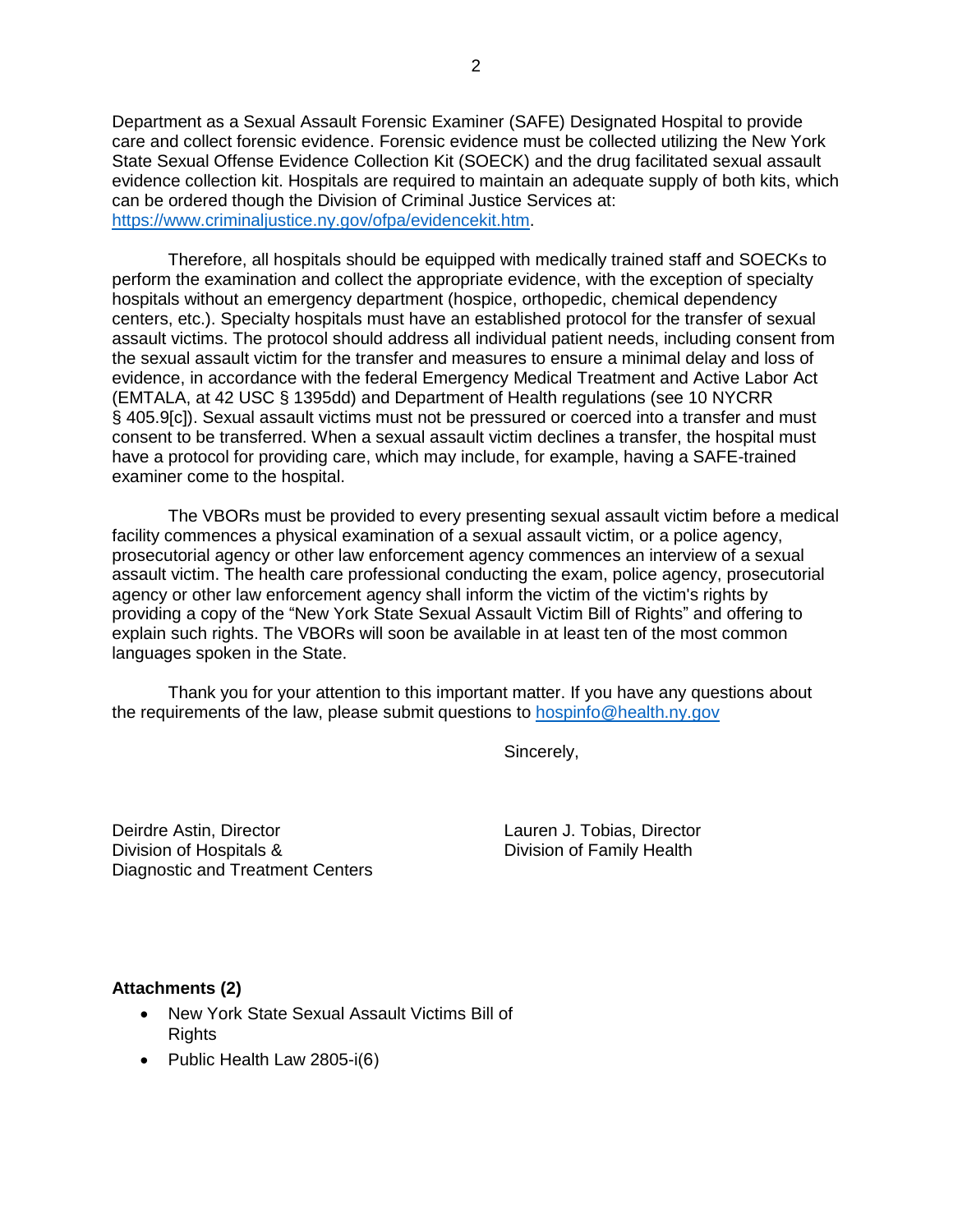Department as a Sexual Assault Forensic Examiner (SAFE) Designated Hospital to provide care and collect forensic evidence. Forensic evidence must be collected utilizing the New York State Sexual Offense Evidence Collection Kit (SOECK) and the drug facilitated sexual assault evidence collection kit. Hospitals are required to maintain an adequate supply of both kits, which can be ordered though the Division of Criminal Justice Services at: [https://www.criminaljustice.ny.gov/ofpa/evidencekit.htm](https://www.criminaljustice.ny.gov/ofpa/evidencekit.htm).

Therefore, all hospitals should be equipped with medically trained staff and SOECKs to perform the examination and collect the appropriate evidence, with the exception of specialty hospitals without an emergency department (hospice, orthopedic, chemical dependency centers, etc.). Specialty hospitals must have an established protocol for the transfer of sexual assault victims. The protocol should address all individual patient needs, including consent from the sexual assault victim for the transfer and measures to ensure a minimal delay and loss of evidence, in accordance with the federal Emergency Medical Treatment and Active Labor Act (EMTALA, at 42 USC § 1395dd) and Department of Health regulations (see 10 NYCRR § 405.9[c]). Sexual assault victims must not be pressured or coerced into a transfer and must consent to be transferred. When a sexual assault victim declines a transfer, the hospital must have a protocol for providing care, which may include, for example, having a SAFE-trained examiner come to the hospital.

The VBORs must be provided to every presenting sexual assault victim before a medical facility commences a physical examination of a sexual assault victim, or a police agency, prosecutorial agency or other law enforcement agency commences an interview of a sexual assault victim. The health care professional conducting the exam, police agency, prosecutorial agency or other law enforcement agency shall inform the victim of the victim's rights by providing a copy of the "New York State Sexual Assault Victim Bill of Rights" and offering to explain such rights. The VBORs will soon be available in at least ten of the most common languages spoken in the State.

Thank you for your attention to this important matter. If you have any questions about the requirements of the law, please submit questions to [hospinfo@health.ny.gov](mailto:hospinfo@health.ny.gov)

Sincerely,

Deirdre Astin, Director
Division of Hospitals &
Diagnostic and Treatment Centers

Lauren J. Tobias, Director
Division of Family Health

**Attachments (2)**

- New York State Sexual Assault Victims Bill of Rights
- Public Health Law 2805-i(6)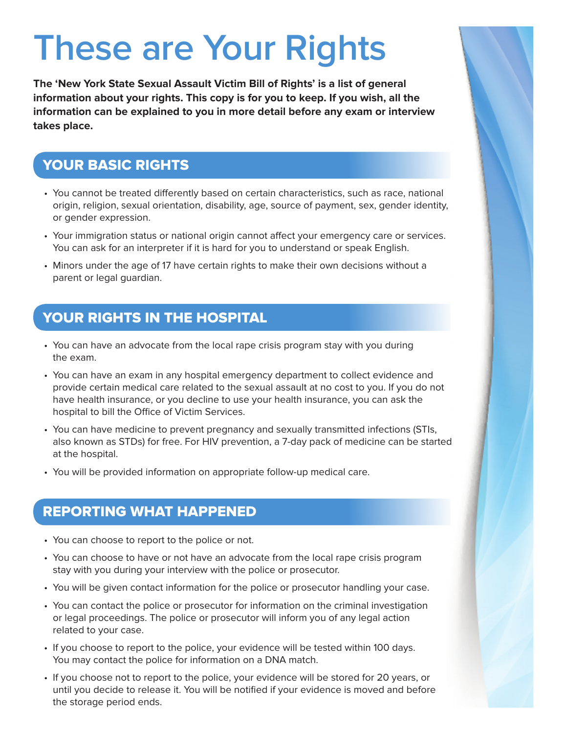# These are Your Rights

**The 'New York State Sexual Assault Victim Bill of Rights' is a list of general information about your rights. This copy is for you to keep. If you wish, all the information can be explained to you in more detail before any exam or interview takes place.**

## YOUR BASIC RIGHTS

- You cannot be treated differently based on certain characteristics, such as race, national origin, religion, sexual orientation, disability, age, source of payment, sex, gender identity, or gender expression.
- Your immigration status or national origin cannot affect your emergency care or services. You can ask for an interpreter if it is hard for you to understand or speak English.
- Minors under the age of 17 have certain rights to make their own decisions without a parent or legal guardian.

## YOUR RIGHTS IN THE HOSPITAL

- You can have an advocate from the local rape crisis program stay with you during the exam.
- You can have an exam in any hospital emergency department to collect evidence and provide certain medical care related to the sexual assault at no cost to you. If you do not have health insurance, or you decline to use your health insurance, you can ask the hospital to bill the Office of Victim Services.
- You can have medicine to prevent pregnancy and sexually transmitted infections (STIs, also known as STDs) for free. For HIV prevention, a 7-day pack of medicine can be started at the hospital.
- You will be provided information on appropriate follow-up medical care.

## REPORTING WHAT HAPPENED

- You can choose to report to the police or not.
- You can choose to have or not have an advocate from the local rape crisis program stay with you during your interview with the police or prosecutor.
- You will be given contact information for the police or prosecutor handling your case.
- You can contact the police or prosecutor for information on the criminal investigation or legal proceedings. The police or prosecutor will inform you of any legal action related to your case.
- If you choose to report to the police, your evidence will be tested within 100 days. You may contact the police for information on a DNA match.
- If you choose not to report to the police, your evidence will be stored for 20 years, or until you decide to release it. You will be notified if your evidence is moved and before the storage period ends.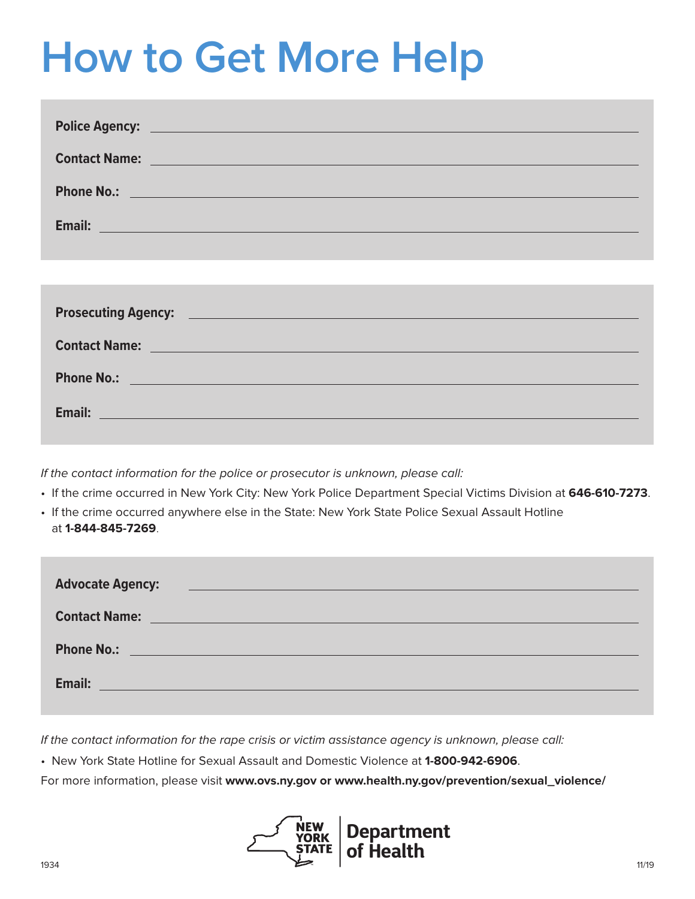# How to Get More Help

**Police Agency:** ______________________________

**Contact Name:** ______________________________

**Phone No.:** ______________________________

**Email:** ______________________________

**Prosecuting Agency:** ______________________________

**Contact Name:** ______________________________

**Phone No.:** ______________________________

**Email:** ______________________________

*If the contact information for the police or prosecutor is unknown, please call:*

- If the crime occurred in New York City: New York Police Department Special Victims Division at **646-610-7273**.
- If the crime occurred anywhere else in the State: New York State Police Sexual Assault Hotline at **1-844-845-7269**.

**Advocate Agency:** ______________________________

**Contact Name:** ______________________________

**Phone No.:** ______________________________

**Email:** ______________________________

*If the contact information for the rape crisis or victim assistance agency is unknown, please call:*

- New York State Hotline for Sexual Assault and Domestic Violence at **1-800-942-6906**.

For more information, please visit **www.ovs.ny.gov or www.health.ny.gov/prevention/sexual_violence/**

NEW YORK STATE | Department of Health

1934 11/19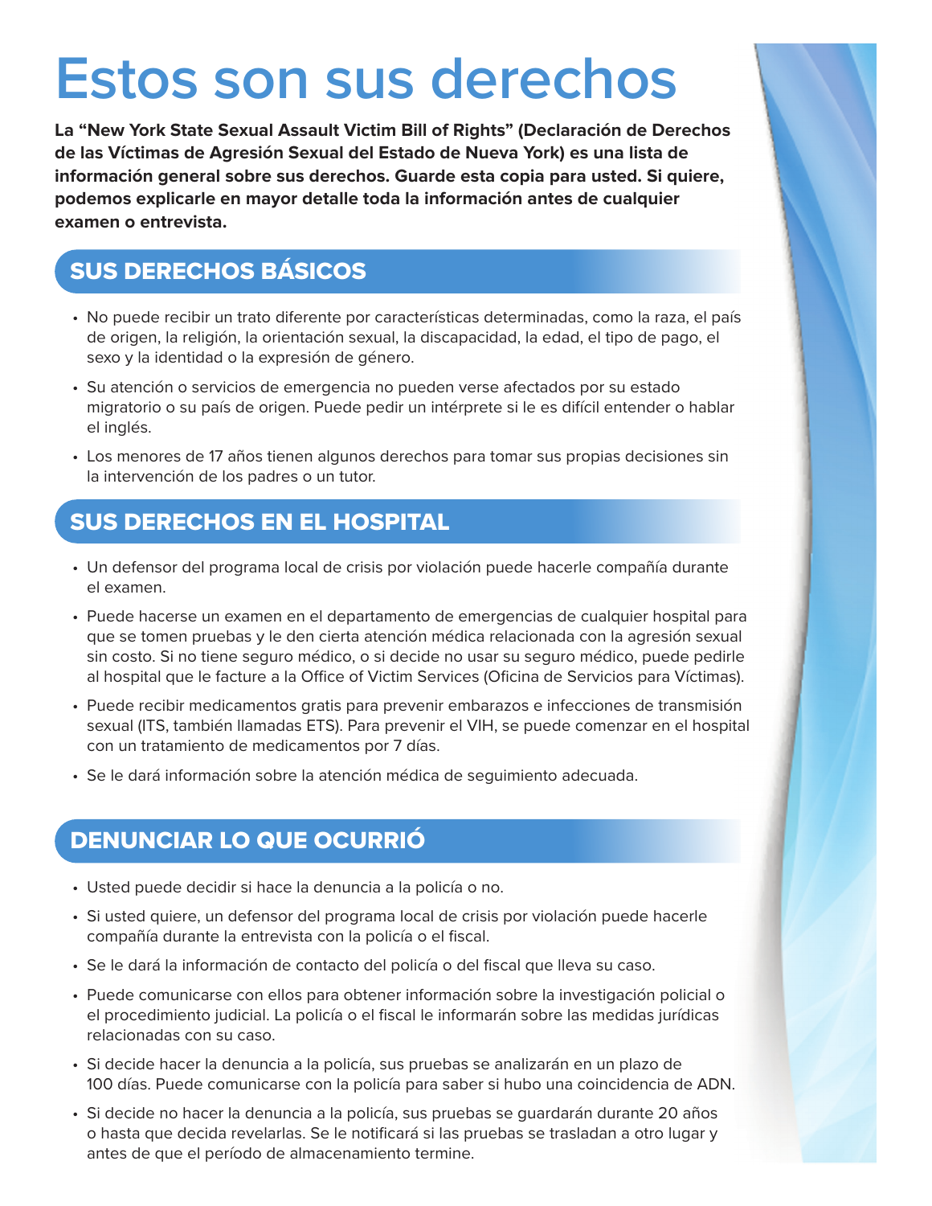# Estos son sus derechos

**La "New York State Sexual Assault Victim Bill of Rights" (Declaración de Derechos de las Víctimas de Agresión Sexual del Estado de Nueva York) es una lista de información general sobre sus derechos. Guarde esta copia para usted. Si quiere, podemos explicarle en mayor detalle toda la información antes de cualquier examen o entrevista.**

## SUS DERECHOS BÁSICOS

- No puede recibir un trato diferente por características determinadas, como la raza, el país de origen, la religión, la orientación sexual, la discapacidad, la edad, el tipo de pago, el sexo y la identidad o la expresión de género.
- Su atención o servicios de emergencia no pueden verse afectados por su estado migratorio o su país de origen. Puede pedir un intérprete si le es difícil entender o hablar el inglés.
- Los menores de 17 años tienen algunos derechos para tomar sus propias decisiones sin la intervención de los padres o un tutor.

## SUS DERECHOS EN EL HOSPITAL

- Un defensor del programa local de crisis por violación puede hacerle compañía durante el examen.
- Puede hacerse un examen en el departamento de emergencias de cualquier hospital para que se tomen pruebas y le den cierta atención médica relacionada con la agresión sexual sin costo. Si no tiene seguro médico, o si decide no usar su seguro médico, puede pedirle al hospital que le facture a la Office of Victim Services (Oficina de Servicios para Víctimas).
- Puede recibir medicamentos gratis para prevenir embarazos e infecciones de transmisión sexual (ITS, también llamadas ETS). Para prevenir el VIH, se puede comenzar en el hospital con un tratamiento de medicamentos por 7 días.
- Se le dará información sobre la atención médica de seguimiento adecuada.

## DENUNCIAR LO QUE OCURRIÓ

- Usted puede decidir si hace la denuncia a la policía o no.
- Si usted quiere, un defensor del programa local de crisis por violación puede hacerle compañía durante la entrevista con la policía o el fiscal.
- Se le dará la información de contacto del policía o del fiscal que lleva su caso.
- Puede comunicarse con ellos para obtener información sobre la investigación policial o el procedimiento judicial. La policía o el fiscal le informarán sobre las medidas jurídicas relacionadas con su caso.
- Si decide hacer la denuncia a la policía, sus pruebas se analizarán en un plazo de 100 días. Puede comunicarse con la policía para saber si hubo una coincidencia de ADN.
- Si decide no hacer la denuncia a la policía, sus pruebas se guardarán durante 20 años o hasta que decida revelarlas. Se le notificará si las pruebas se trasladan a otro lugar y antes de que el período de almacenamiento termine.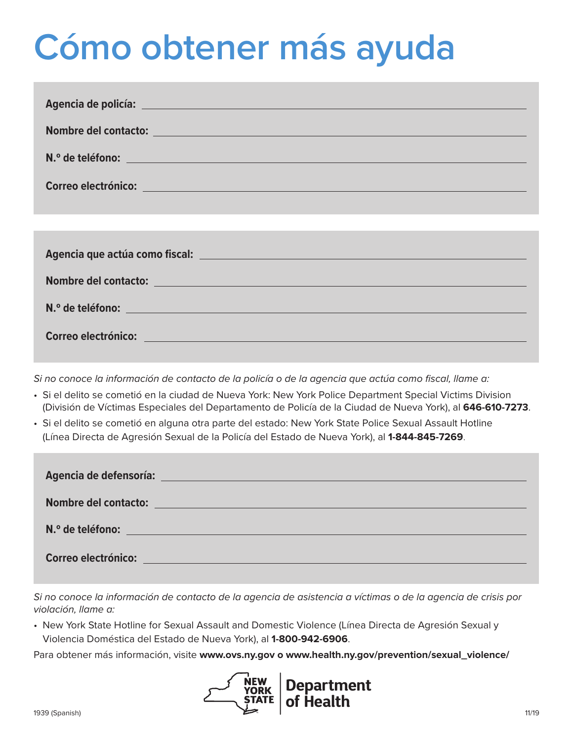# Cómo obtener más ayuda

**Agencia de policía:** ______________________________

**Nombre del contacto:** ______________________________

**N.º de teléfono:** ______________________________

**Correo electrónico:** ______________________________

**Agencia que actúa como fiscal:** ______________________________

**Nombre del contacto:** ______________________________

**N.º de teléfono:** ______________________________

**Correo electrónico:** ______________________________

*Si no conoce la información de contacto de la policía o de la agencia que actúa como fiscal, llame a:*

- Si el delito se cometió en la ciudad de Nueva York: New York Police Department Special Victims Division (División de Víctimas Especiales del Departamento de Policía de la Ciudad de Nueva York), al **646-610-7273**.
- Si el delito se cometió en alguna otra parte del estado: New York State Police Sexual Assault Hotline (Línea Directa de Agresión Sexual de la Policía del Estado de Nueva York), al **1-844-845-7269**.

**Agencia de defensoría:** ______________________________

**Nombre del contacto:** ______________________________

**N.º de teléfono:** ______________________________

**Correo electrónico:** ______________________________

*Si no conoce la información de contacto de la agencia de asistencia a víctimas o de la agencia de crisis por violación, llame a:*

- New York State Hotline for Sexual Assault and Domestic Violence (Línea Directa de Agresión Sexual y Violencia Doméstica del Estado de Nueva York), al **1-800-942-6906**.

Para obtener más información, visite **www.ovs.ny.gov o www.health.ny.gov/prevention/sexual_violence/**

NEW YORK STATE | Department of Health

1939 (Spanish) 11/19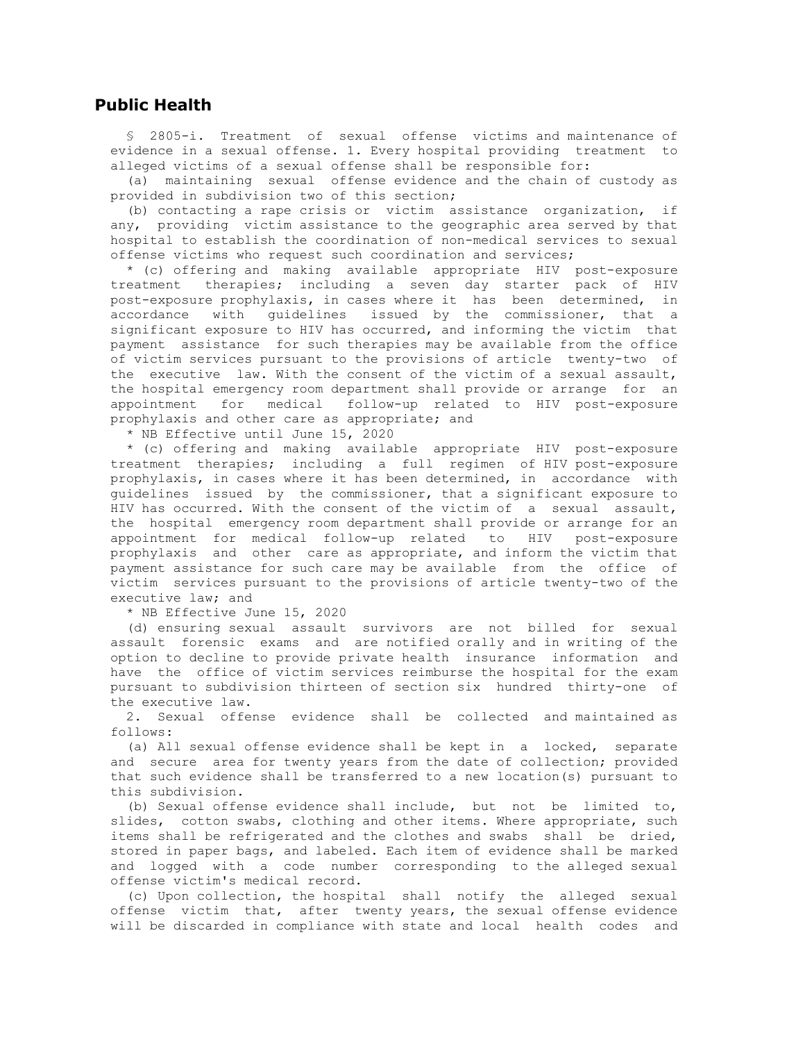## Public Health

§ 2805-i. Treatment of sexual offense victims and maintenance of evidence in a sexual offense. 1. Every hospital providing treatment to alleged victims of a sexual offense shall be responsible for:

(a) maintaining sexual offense evidence and the chain of custody as provided in subdivision two of this section;

(b) contacting a rape crisis or victim assistance organization, if any, providing victim assistance to the geographic area served by that hospital to establish the coordination of non-medical services to sexual offense victims who request such coordination and services;

* (c) offering and making available appropriate HIV post-exposure treatment therapies; including a seven day starter pack of HIV post-exposure prophylaxis, in cases where it has been determined, in accordance with guidelines issued by the commissioner, that a significant exposure to HIV has occurred, and informing the victim that payment assistance for such therapies may be available from the office of victim services pursuant to the provisions of article twenty-two of the executive law. With the consent of the victim of a sexual assault, the hospital emergency room department shall provide or arrange for an appointment for medical follow-up related to HIV post-exposure prophylaxis and other care as appropriate; and

* NB Effective until June 15, 2020

* (c) offering and making available appropriate HIV post-exposure treatment therapies; including a full regimen of HIV post-exposure prophylaxis, in cases where it has been determined, in accordance with guidelines issued by the commissioner, that a significant exposure to HIV has occurred. With the consent of the victim of a sexual assault, the hospital emergency room department shall provide or arrange for an appointment for medical follow-up related to HIV post-exposure prophylaxis and other care as appropriate, and inform the victim that payment assistance for such care may be available from the office of victim services pursuant to the provisions of article twenty-two of the executive law; and

* NB Effective June 15, 2020

(d) ensuring sexual assault survivors are not billed for sexual assault forensic exams and are notified orally and in writing of the option to decline to provide private health insurance information and have the office of victim services reimburse the hospital for the exam pursuant to subdivision thirteen of section six hundred thirty-one of the executive law.

2. Sexual offense evidence shall be collected and maintained as follows:

(a) All sexual offense evidence shall be kept in a locked, separate and secure area for twenty years from the date of collection; provided that such evidence shall be transferred to a new location(s) pursuant to this subdivision.

(b) Sexual offense evidence shall include, but not be limited to, slides, cotton swabs, clothing and other items. Where appropriate, such items shall be refrigerated and the clothes and swabs shall be dried, stored in paper bags, and labeled. Each item of evidence shall be marked and logged with a code number corresponding to the alleged sexual offense victim's medical record.

(c) Upon collection, the hospital shall notify the alleged sexual offense victim that, after twenty years, the sexual offense evidence will be discarded in compliance with state and local health codes and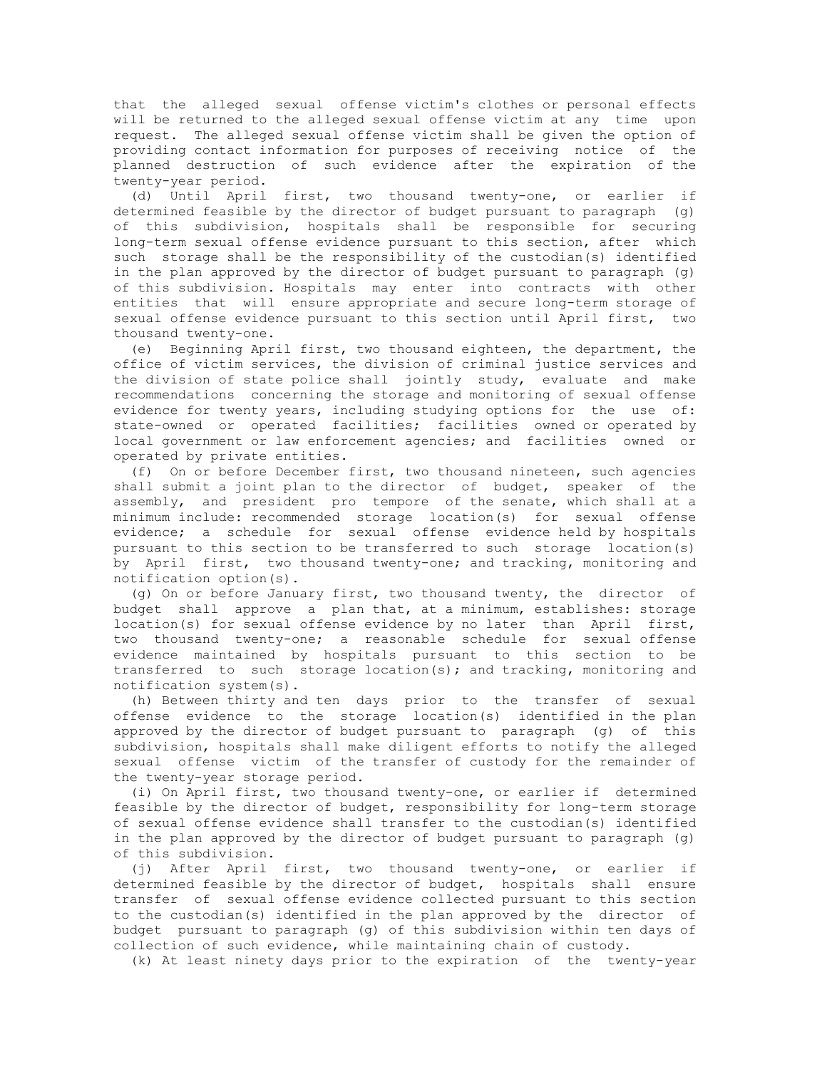that the alleged sexual offense victim's clothes or personal effects will be returned to the alleged sexual offense victim at any time upon request. The alleged sexual offense victim shall be given the option of providing contact information for purposes of receiving notice of the planned destruction of such evidence after the expiration of the twenty-year period.

(d) Until April first, two thousand twenty-one, or earlier if determined feasible by the director of budget pursuant to paragraph (g) of this subdivision, hospitals shall be responsible for securing long-term sexual offense evidence pursuant to this section, after which such storage shall be the responsibility of the custodian(s) identified in the plan approved by the director of budget pursuant to paragraph (g) of this subdivision. Hospitals may enter into contracts with other entities that will ensure appropriate and secure long-term storage of sexual offense evidence pursuant to this section until April first, two thousand twenty-one.

(e) Beginning April first, two thousand eighteen, the department, the office of victim services, the division of criminal justice services and the division of state police shall jointly study, evaluate and make recommendations concerning the storage and monitoring of sexual offense evidence for twenty years, including studying options for the use of: state-owned or operated facilities; facilities owned or operated by local government or law enforcement agencies; and facilities owned or operated by private entities.

(f) On or before December first, two thousand nineteen, such agencies shall submit a joint plan to the director of budget, speaker of the assembly, and president pro tempore of the senate, which shall at a minimum include: recommended storage location(s) for sexual offense evidence; a schedule for sexual offense evidence held by hospitals pursuant to this section to be transferred to such storage location(s) by April first, two thousand twenty-one; and tracking, monitoring and notification option(s).

(g) On or before January first, two thousand twenty, the director of budget shall approve a plan that, at a minimum, establishes: storage location(s) for sexual offense evidence by no later than April first, two thousand twenty-one; a reasonable schedule for sexual offense evidence maintained by hospitals pursuant to this section to be transferred to such storage location(s); and tracking, monitoring and notification system(s).

(h) Between thirty and ten days prior to the transfer of sexual offense evidence to the storage location(s) identified in the plan approved by the director of budget pursuant to paragraph (g) of this subdivision, hospitals shall make diligent efforts to notify the alleged sexual offense victim of the transfer of custody for the remainder of the twenty-year storage period.

(i) On April first, two thousand twenty-one, or earlier if determined feasible by the director of budget, responsibility for long-term storage of sexual offense evidence shall transfer to the custodian(s) identified in the plan approved by the director of budget pursuant to paragraph (g) of this subdivision.

(j) After April first, two thousand twenty-one, or earlier if determined feasible by the director of budget, hospitals shall ensure transfer of sexual offense evidence collected pursuant to this section to the custodian(s) identified in the plan approved by the director of budget pursuant to paragraph (g) of this subdivision within ten days of collection of such evidence, while maintaining chain of custody.

(k) At least ninety days prior to the expiration of the twenty-year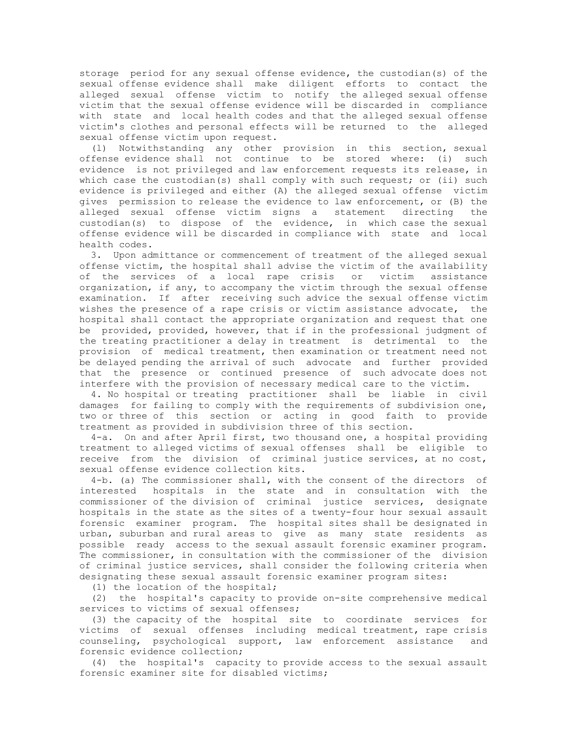storage period for any sexual offense evidence, the custodian(s) of the sexual offense evidence shall make diligent efforts to contact the alleged sexual offense victim to notify the alleged sexual offense victim that the sexual offense evidence will be discarded in compliance with state and local health codes and that the alleged sexual offense victim's clothes and personal effects will be returned to the alleged sexual offense victim upon request.

(l) Notwithstanding any other provision in this section, sexual offense evidence shall not continue to be stored where: (i) such evidence is not privileged and law enforcement requests its release, in which case the custodian(s) shall comply with such request; or (ii) such evidence is privileged and either (A) the alleged sexual offense victim gives permission to release the evidence to law enforcement, or (B) the alleged sexual offense victim signs a statement directing the custodian(s) to dispose of the evidence, in which case the sexual offense evidence will be discarded in compliance with state and local health codes.

3. Upon admittance or commencement of treatment of the alleged sexual offense victim, the hospital shall advise the victim of the availability of the services of a local rape crisis or victim assistance organization, if any, to accompany the victim through the sexual offense examination. If after receiving such advice the sexual offense victim wishes the presence of a rape crisis or victim assistance advocate, the hospital shall contact the appropriate organization and request that one be provided, provided, however, that if in the professional judgment of the treating practitioner a delay in treatment is detrimental to the provision of medical treatment, then examination or treatment need not be delayed pending the arrival of such advocate and further provided that the presence or continued presence of such advocate does not interfere with the provision of necessary medical care to the victim.

4. No hospital or treating practitioner shall be liable in civil damages for failing to comply with the requirements of subdivision one, two or three of this section or acting in good faith to provide treatment as provided in subdivision three of this section.

4-a. On and after April first, two thousand one, a hospital providing treatment to alleged victims of sexual offenses shall be eligible to receive from the division of criminal justice services, at no cost, sexual offense evidence collection kits.

4-b. (a) The commissioner shall, with the consent of the directors of interested hospitals in the state and in consultation with the commissioner of the division of criminal justice services, designate hospitals in the state as the sites of a twenty-four hour sexual assault forensic examiner program. The hospital sites shall be designated in urban, suburban and rural areas to give as many state residents as possible ready access to the sexual assault forensic examiner program. The commissioner, in consultation with the commissioner of the division of criminal justice services, shall consider the following criteria when designating these sexual assault forensic examiner program sites:

(1) the location of the hospital;

(2) the hospital's capacity to provide on-site comprehensive medical services to victims of sexual offenses;

(3) the capacity of the hospital site to coordinate services for victims of sexual offenses including medical treatment, rape crisis counseling, psychological support, law enforcement assistance and forensic evidence collection;

(4) the hospital's capacity to provide access to the sexual assault forensic examiner site for disabled victims;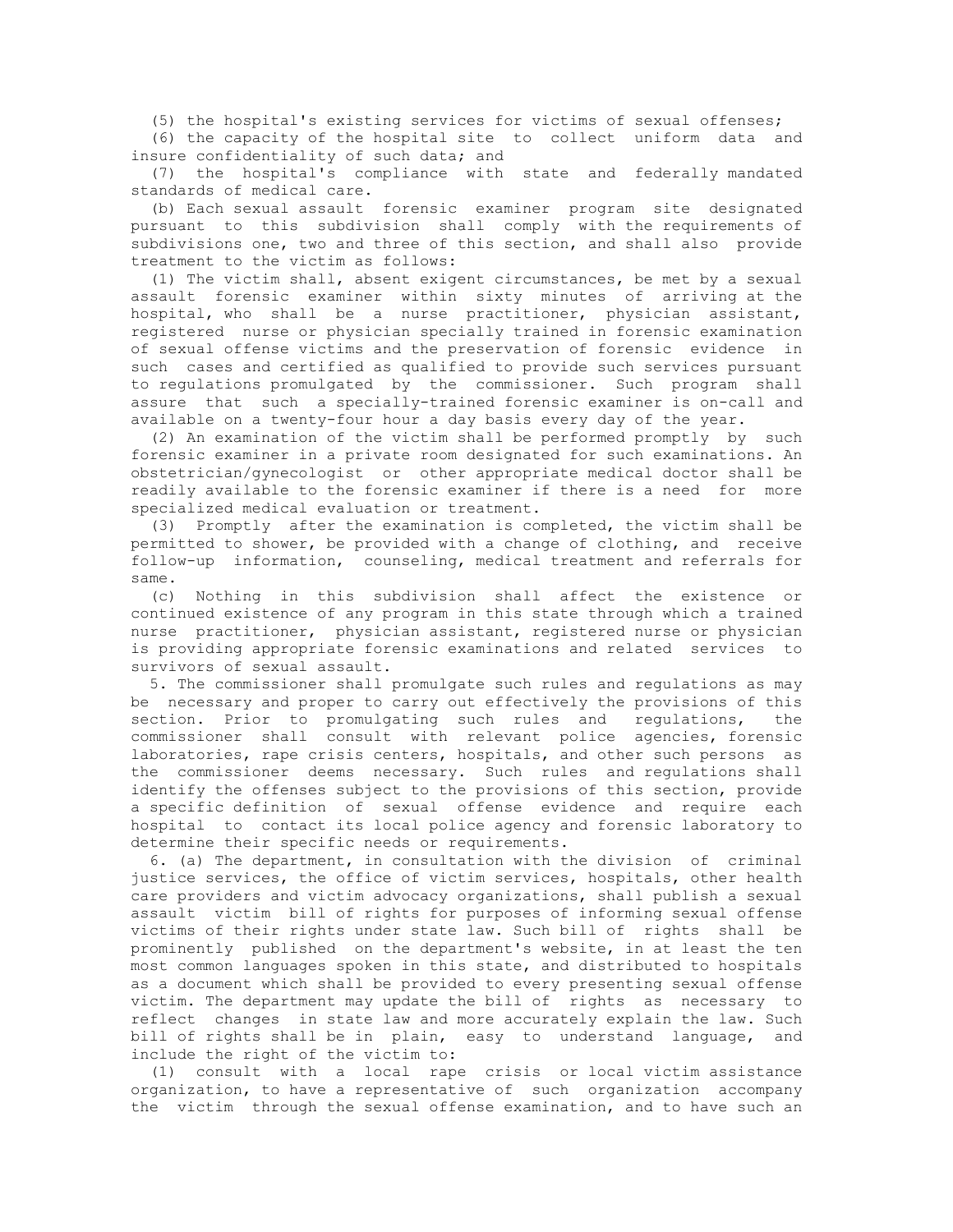(5) the hospital's existing services for victims of sexual offenses;

(6) the capacity of the hospital site to collect uniform data and insure confidentiality of such data; and

(7) the hospital's compliance with state and federally mandated standards of medical care.

(b) Each sexual assault forensic examiner program site designated pursuant to this subdivision shall comply with the requirements of subdivisions one, two and three of this section, and shall also provide treatment to the victim as follows:

(1) The victim shall, absent exigent circumstances, be met by a sexual assault forensic examiner within sixty minutes of arriving at the hospital, who shall be a nurse practitioner, physician assistant, registered nurse or physician specially trained in forensic examination of sexual offense victims and the preservation of forensic evidence in such cases and certified as qualified to provide such services pursuant to regulations promulgated by the commissioner. Such program shall assure that such a specially-trained forensic examiner is on-call and available on a twenty-four hour a day basis every day of the year.

(2) An examination of the victim shall be performed promptly by such forensic examiner in a private room designated for such examinations. An obstetrician/gynecologist or other appropriate medical doctor shall be readily available to the forensic examiner if there is a need for more specialized medical evaluation or treatment.

(3) Promptly after the examination is completed, the victim shall be permitted to shower, be provided with a change of clothing, and receive follow-up information, counseling, medical treatment and referrals for same.

(c) Nothing in this subdivision shall affect the existence or continued existence of any program in this state through which a trained nurse practitioner, physician assistant, registered nurse or physician is providing appropriate forensic examinations and related services to survivors of sexual assault.

5. The commissioner shall promulgate such rules and regulations as may be necessary and proper to carry out effectively the provisions of this section. Prior to promulgating such rules and regulations, the commissioner shall consult with relevant police agencies, forensic laboratories, rape crisis centers, hospitals, and other such persons as the commissioner deems necessary. Such rules and regulations shall identify the offenses subject to the provisions of this section, provide a specific definition of sexual offense evidence and require each hospital to contact its local police agency and forensic laboratory to determine their specific needs or requirements.

6. (a) The department, in consultation with the division of criminal justice services, the office of victim services, hospitals, other health care providers and victim advocacy organizations, shall publish a sexual assault victim bill of rights for purposes of informing sexual offense victims of their rights under state law. Such bill of rights shall be prominently published on the department's website, in at least the ten most common languages spoken in this state, and distributed to hospitals as a document which shall be provided to every presenting sexual offense victim. The department may update the bill of rights as necessary to reflect changes in state law and more accurately explain the law. Such bill of rights shall be in plain, easy to understand language, and include the right of the victim to:

(1) consult with a local rape crisis or local victim assistance organization, to have a representative of such organization accompany the victim through the sexual offense examination, and to have such an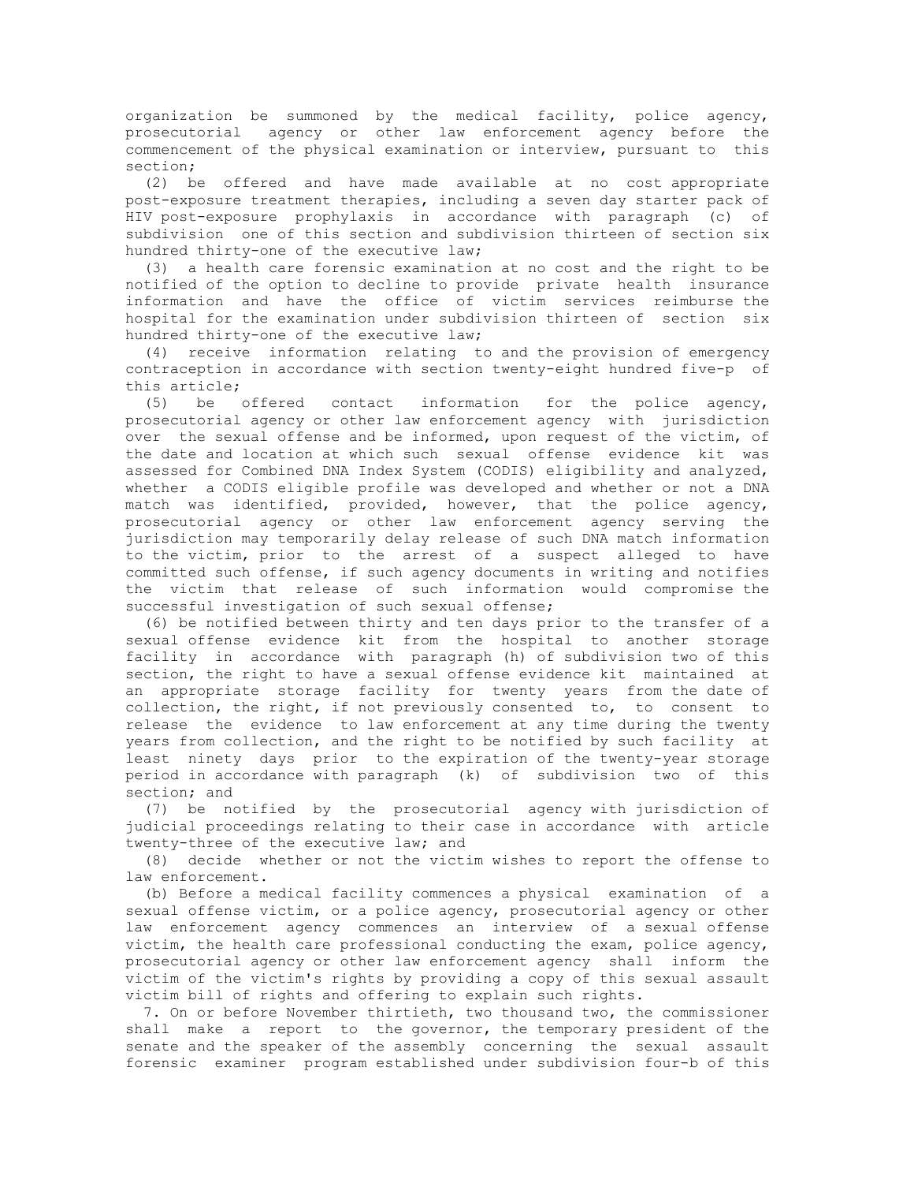organization be summoned by the medical facility, police agency, prosecutorial agency or other law enforcement agency before the commencement of the physical examination or interview, pursuant to this section;

(2) be offered and have made available at no cost appropriate post-exposure treatment therapies, including a seven day starter pack of HIV post-exposure prophylaxis in accordance with paragraph (c) of subdivision one of this section and subdivision thirteen of section six hundred thirty-one of the executive law;

(3) a health care forensic examination at no cost and the right to be notified of the option to decline to provide private health insurance information and have the office of victim services reimburse the hospital for the examination under subdivision thirteen of section six hundred thirty-one of the executive law;

(4) receive information relating to and the provision of emergency contraception in accordance with section twenty-eight hundred five-p of this article;

(5) be offered contact information for the police agency, prosecutorial agency or other law enforcement agency with jurisdiction over the sexual offense and be informed, upon request of the victim, of the date and location at which such sexual offense evidence kit was assessed for Combined DNA Index System (CODIS) eligibility and analyzed, whether a CODIS eligible profile was developed and whether or not a DNA match was identified, provided, however, that the police agency, prosecutorial agency or other law enforcement agency serving the jurisdiction may temporarily delay release of such DNA match information to the victim, prior to the arrest of a suspect alleged to have committed such offense, if such agency documents in writing and notifies the victim that release of such information would compromise the successful investigation of such sexual offense;

(6) be notified between thirty and ten days prior to the transfer of a sexual offense evidence kit from the hospital to another storage facility in accordance with paragraph (h) of subdivision two of this section, the right to have a sexual offense evidence kit maintained at an appropriate storage facility for twenty years from the date of collection, the right, if not previously consented to, to consent to release the evidence to law enforcement at any time during the twenty years from collection, and the right to be notified by such facility at least ninety days prior to the expiration of the twenty-year storage period in accordance with paragraph (k) of subdivision two of this section; and

(7) be notified by the prosecutorial agency with jurisdiction of judicial proceedings relating to their case in accordance with article twenty-three of the executive law; and

(8) decide whether or not the victim wishes to report the offense to law enforcement.

(b) Before a medical facility commences a physical examination of a sexual offense victim, or a police agency, prosecutorial agency or other law enforcement agency commences an interview of a sexual offense victim, the health care professional conducting the exam, police agency, prosecutorial agency or other law enforcement agency shall inform the victim of the victim's rights by providing a copy of this sexual assault victim bill of rights and offering to explain such rights.

7. On or before November thirtieth, two thousand two, the commissioner shall make a report to the governor, the temporary president of the senate and the speaker of the assembly concerning the sexual assault forensic examiner program established under subdivision four-b of this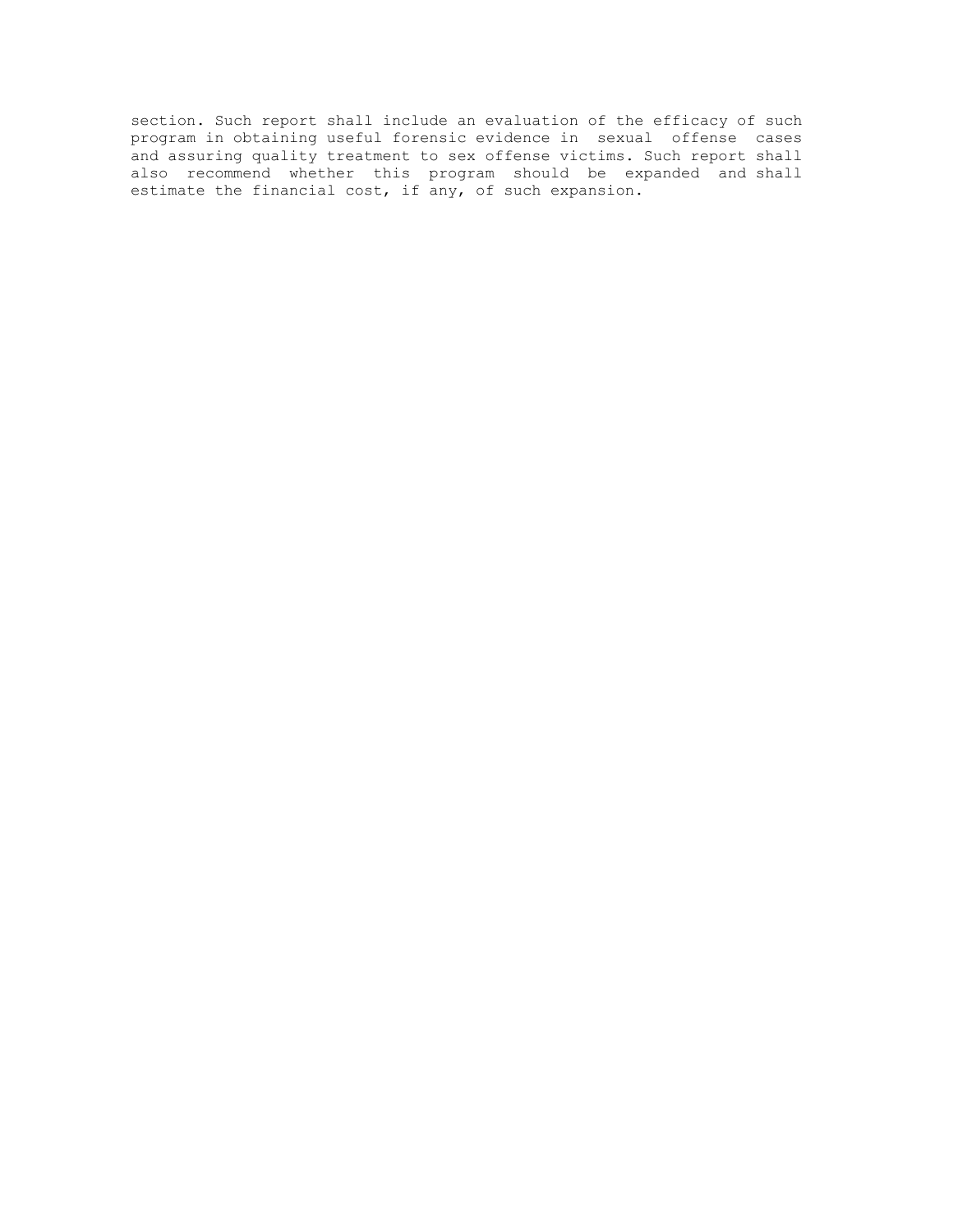section. Such report shall include an evaluation of the efficacy of such program in obtaining useful forensic evidence in sexual offense cases and assuring quality treatment to sex offense victims. Such report shall also recommend whether this program should be expanded and shall estimate the financial cost, if any, of such expansion.